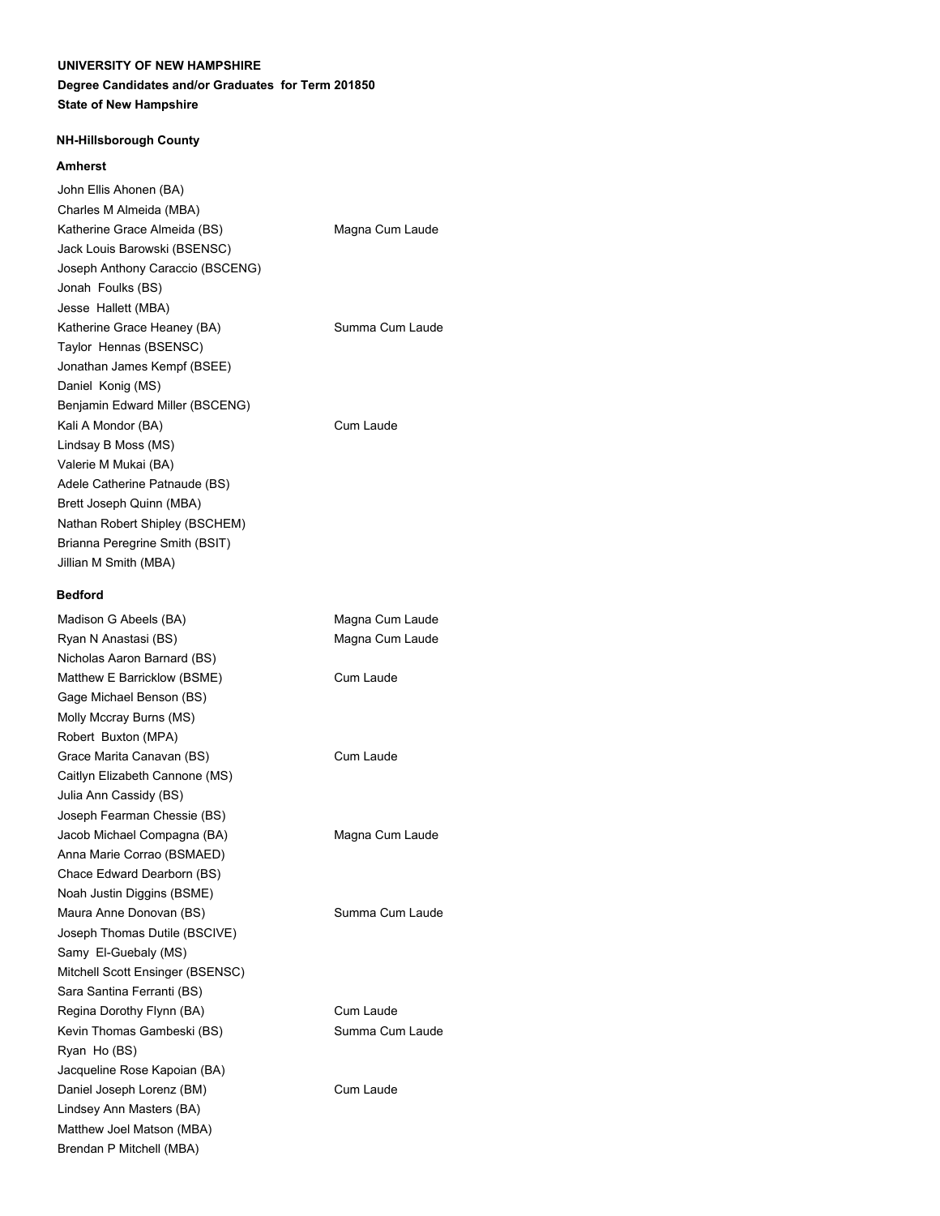**UNIVERSITY OF NEW HAMPSHIRE**

**Degree Candidates and/or Graduates for Term 201850**

**State of New Hampshire**

### NH-Hillsborough County

#### Amherst

| | |
|---|---|
| John Ellis Ahonen (BA) | |
| Charles M Almeida (MBA) | |
| Katherine Grace Almeida (BS) | Magna Cum Laude |
| Jack Louis Barowski (BSENSC) | |
| Joseph Anthony Caraccio (BSCENG) | |
| Jonah Foulks (BS) | |
| Jesse Hallett (MBA) | |
| Katherine Grace Heaney (BA) | Summa Cum Laude |
| Taylor Hennas (BSENSC) | |
| Jonathan James Kempf (BSEE) | |
| Daniel Konig (MS) | |
| Benjamin Edward Miller (BSCENG) | |
| Kali A Mondor (BA) | Cum Laude |
| Lindsay B Moss (MS) | |
| Valerie M Mukai (BA) | |
| Adele Catherine Patnaude (BS) | |
| Brett Joseph Quinn (MBA) | |
| Nathan Robert Shipley (BSCHEM) | |
| Brianna Peregrine Smith (BSIT) | |
| Jillian M Smith (MBA) | |

#### Bedford

| | |
|---|---|
| Madison G Abeels (BA) | Magna Cum Laude |
| Ryan N Anastasi (BS) | Magna Cum Laude |
| Nicholas Aaron Barnard (BS) | |
| Matthew E Barricklow (BSME) | Cum Laude |
| Gage Michael Benson (BS) | |
| Molly Mccray Burns (MS) | |
| Robert Buxton (MPA) | |
| Grace Marita Canavan (BS) | Cum Laude |
| Caitlyn Elizabeth Cannone (MS) | |
| Julia Ann Cassidy (BS) | |
| Joseph Fearman Chessie (BS) | |
| Jacob Michael Compagna (BA) | Magna Cum Laude |
| Anna Marie Corrao (BSMAED) | |
| Chace Edward Dearborn (BS) | |
| Noah Justin Diggins (BSME) | |
| Maura Anne Donovan (BS) | Summa Cum Laude |
| Joseph Thomas Dutile (BSCIVE) | |
| Samy El-Guebaly (MS) | |
| Mitchell Scott Ensinger (BSENSC) | |
| Sara Santina Ferranti (BS) | |
| Regina Dorothy Flynn (BA) | Cum Laude |
| Kevin Thomas Gambeski (BS) | Summa Cum Laude |
| Ryan Ho (BS) | |
| Jacqueline Rose Kapoian (BA) | |
| Daniel Joseph Lorenz (BM) | Cum Laude |
| Lindsey Ann Masters (BA) | |
| Matthew Joel Matson (MBA) | |
| Brendan P Mitchell (MBA) | |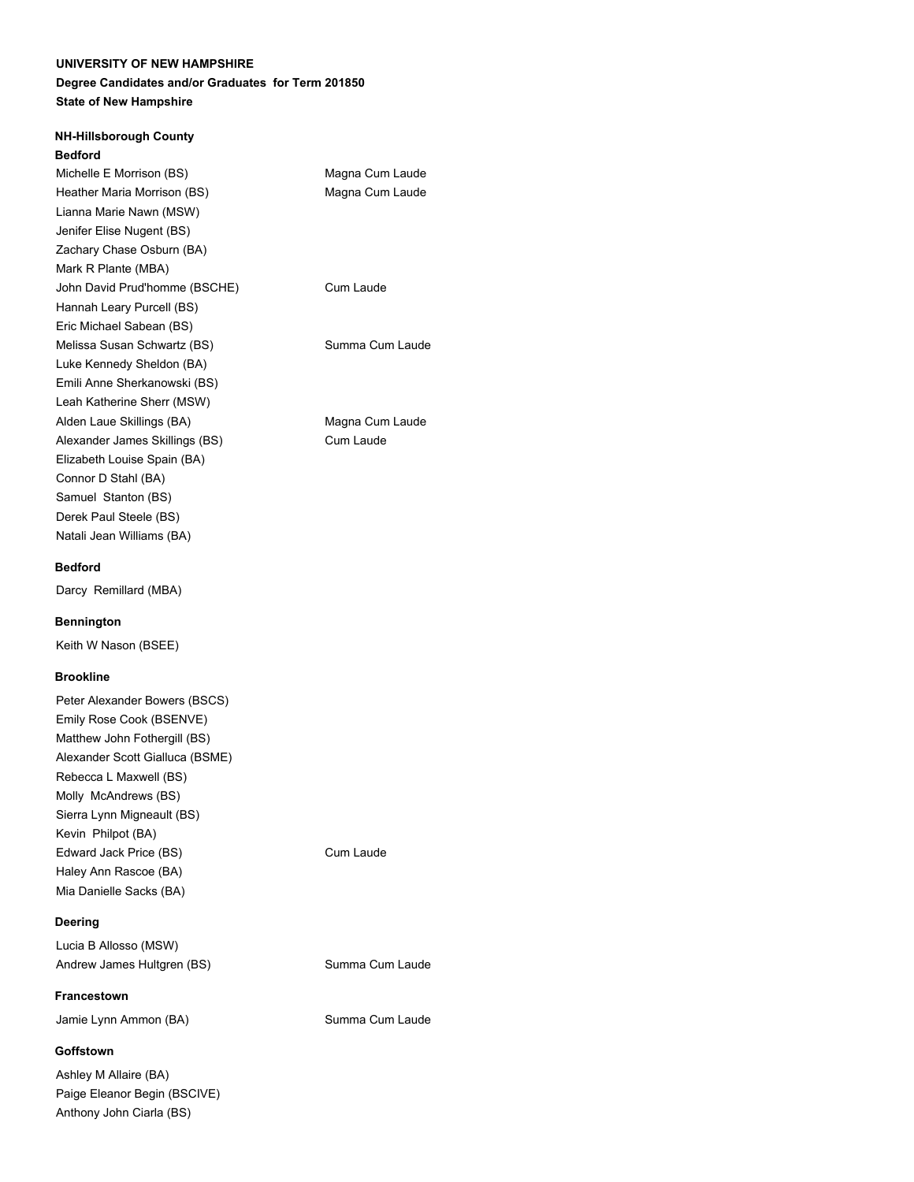**UNIVERSITY OF NEW HAMPSHIRE**
**Degree Candidates and/or Graduates for Term 201850**
**State of New Hampshire**

**NH-Hillsborough County**

**Bedford**

| | |
|---|---|
| Michelle E Morrison (BS) | Magna Cum Laude |
| Heather Maria Morrison (BS) | Magna Cum Laude |
| Lianna Marie Nawn (MSW) | |
| Jenifer Elise Nugent (BS) | |
| Zachary Chase Osburn (BA) | |
| Mark R Plante (MBA) | |
| John David Prud'homme (BSCHE) | Cum Laude |
| Hannah Leary Purcell (BS) | |
| Eric Michael Sabean (BS) | |
| Melissa Susan Schwartz (BS) | Summa Cum Laude |
| Luke Kennedy Sheldon (BA) | |
| Emili Anne Sherkanowski (BS) | |
| Leah Katherine Sherr (MSW) | |
| Alden Laue Skillings (BA) | Magna Cum Laude |
| Alexander James Skillings (BS) | Cum Laude |
| Elizabeth Louise Spain (BA) | |
| Connor D Stahl (BA) | |
| Samuel Stanton (BS) | |
| Derek Paul Steele (BS) | |
| Natali Jean Williams (BA) | |

**Bedford**

Darcy Remillard (MBA)

**Bennington**

Keith W Nason (BSEE)

**Brookline**

| | |
|---|---|
| Peter Alexander Bowers (BSCS) | |
| Emily Rose Cook (BSENVE) | |
| Matthew John Fothergill (BS) | |
| Alexander Scott Gialluca (BSME) | |
| Rebecca L Maxwell (BS) | |
| Molly McAndrews (BS) | |
| Sierra Lynn Migneault (BS) | |
| Kevin Philpot (BA) | |
| Edward Jack Price (BS) | Cum Laude |
| Haley Ann Rascoe (BA) | |
| Mia Danielle Sacks (BA) | |

**Deering**

| | |
|---|---|
| Lucia B Allosso (MSW) | |
| Andrew James Hultgren (BS) | Summa Cum Laude |

**Francestown**

| | |
|---|---|
| Jamie Lynn Ammon (BA) | Summa Cum Laude |

**Goffstown**

Ashley M Allaire (BA)
Paige Eleanor Begin (BSCIVE)
Anthony John Ciarla (BS)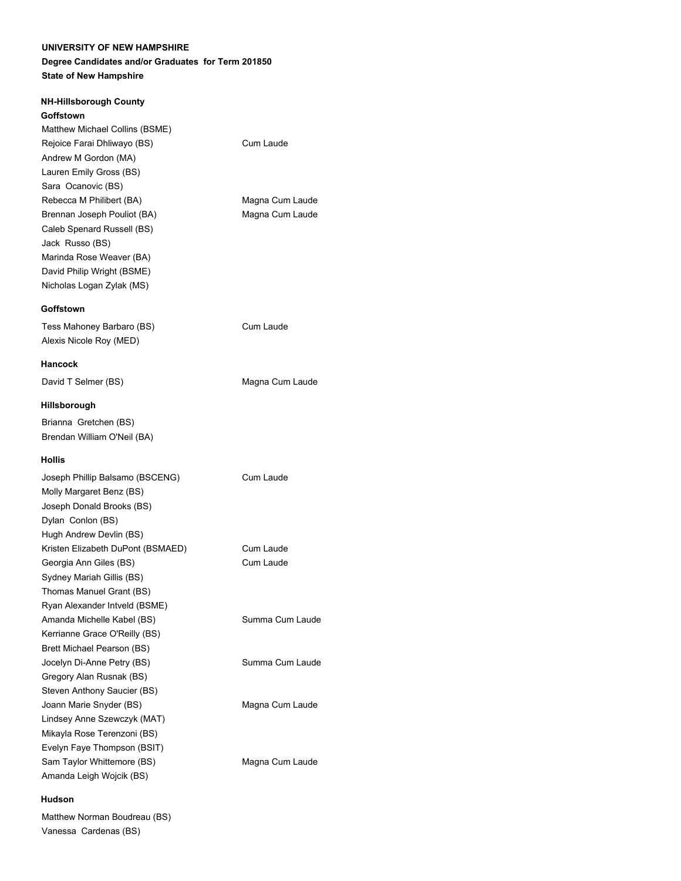**UNIVERSITY OF NEW HAMPSHIRE**

**Degree Candidates and/or Graduates for Term 201850**

**State of New Hampshire**

**NH-Hillsborough County**

**Goffstown**

| Name | Honors |
|---|---|
| Matthew Michael Collins (BSME) | |
| Rejoice Farai Dhliwayo (BS) | Cum Laude |
| Andrew M Gordon (MA) | |
| Lauren Emily Gross (BS) | |
| Sara Ocanovic (BS) | |
| Rebecca M Philibert (BA) | Magna Cum Laude |
| Brennan Joseph Pouliot (BA) | Magna Cum Laude |
| Caleb Spenard Russell (BS) | |
| Jack Russo (BS) | |
| Marinda Rose Weaver (BA) | |
| David Philip Wright (BSME) | |
| Nicholas Logan Zylak (MS) | |

**Goffstown**

| Name | Honors |
|---|---|
| Tess Mahoney Barbaro (BS) | Cum Laude |
| Alexis Nicole Roy (MED) | |

**Hancock**

| Name | Honors |
|---|---|
| David T Selmer (BS) | Magna Cum Laude |

**Hillsborough**

| Name | Honors |
|---|---|
| Brianna Gretchen (BS) | |
| Brendan William O'Neil (BA) | |

**Hollis**

| Name | Honors |
|---|---|
| Joseph Phillip Balsamo (BSCENG) | Cum Laude |
| Molly Margaret Benz (BS) | |
| Joseph Donald Brooks (BS) | |
| Dylan Conlon (BS) | |
| Hugh Andrew Devlin (BS) | |
| Kristen Elizabeth DuPont (BSMAED) | Cum Laude |
| Georgia Ann Giles (BS) | Cum Laude |
| Sydney Mariah Gillis (BS) | |
| Thomas Manuel Grant (BS) | |
| Ryan Alexander Intveld (BSME) | |
| Amanda Michelle Kabel (BS) | Summa Cum Laude |
| Kerrianne Grace O'Reilly (BS) | |
| Brett Michael Pearson (BS) | |
| Jocelyn Di-Anne Petry (BS) | Summa Cum Laude |
| Gregory Alan Rusnak (BS) | |
| Steven Anthony Saucier (BS) | |
| Joann Marie Snyder (BS) | Magna Cum Laude |
| Lindsey Anne Szewczyk (MAT) | |
| Mikayla Rose Terenzoni (BS) | |
| Evelyn Faye Thompson (BSIT) | |
| Sam Taylor Whittemore (BS) | Magna Cum Laude |
| Amanda Leigh Wojcik (BS) | |

**Hudson**

| Name | Honors |
|---|---|
| Matthew Norman Boudreau (BS) | |
| Vanessa Cardenas (BS) | |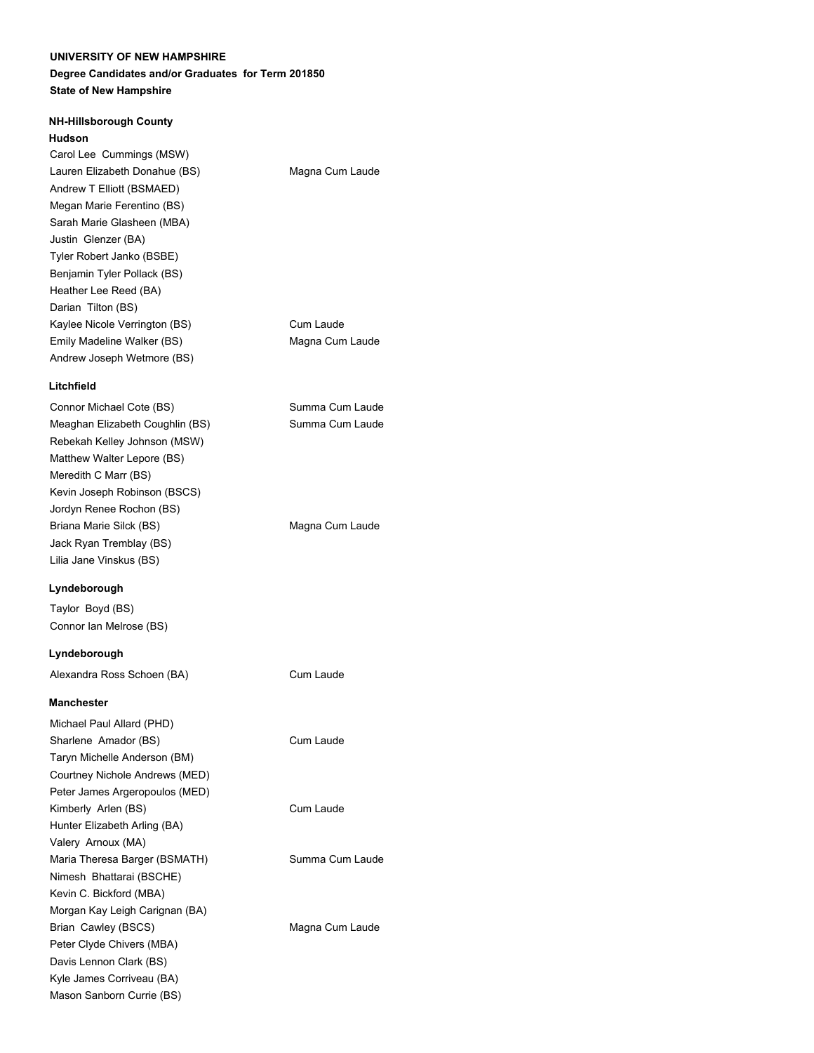**UNIVERSITY OF NEW HAMPSHIRE**

**Degree Candidates and/or Graduates for Term 201850**

**State of New Hampshire**

**NH-Hillsborough County**

**Hudson**

| | |
|---|---|
| Carol Lee Cummings (MSW) | |
| Lauren Elizabeth Donahue (BS) | Magna Cum Laude |
| Andrew T Elliott (BSMAED) | |
| Megan Marie Ferentino (BS) | |
| Sarah Marie Glasheen (MBA) | |
| Justin Glenzer (BA) | |
| Tyler Robert Janko (BSBE) | |
| Benjamin Tyler Pollack (BS) | |
| Heather Lee Reed (BA) | |
| Darian Tilton (BS) | |
| Kaylee Nicole Verrington (BS) | Cum Laude |
| Emily Madeline Walker (BS) | Magna Cum Laude |
| Andrew Joseph Wetmore (BS) | |

**Litchfield**

| | |
|---|---|
| Connor Michael Cote (BS) | Summa Cum Laude |
| Meaghan Elizabeth Coughlin (BS) | Summa Cum Laude |
| Rebekah Kelley Johnson (MSW) | |
| Matthew Walter Lepore (BS) | |
| Meredith C Marr (BS) | |
| Kevin Joseph Robinson (BSCS) | |
| Jordyn Renee Rochon (BS) | |
| Briana Marie Silck (BS) | Magna Cum Laude |
| Jack Ryan Tremblay (BS) | |
| Lilia Jane Vinskus (BS) | |

**Lyndeborough**

Taylor Boyd (BS)

Connor Ian Melrose (BS)

**Lyndeborough**

| | |
|---|---|
| Alexandra Ross Schoen (BA) | Cum Laude |

**Manchester**

| | |
|---|---|
| Michael Paul Allard (PHD) | |
| Sharlene Amador (BS) | Cum Laude |
| Taryn Michelle Anderson (BM) | |
| Courtney Nichole Andrews (MED) | |
| Peter James Argeropoulos (MED) | |
| Kimberly Arlen (BS) | Cum Laude |
| Hunter Elizabeth Arling (BA) | |
| Valery Arnoux (MA) | |
| Maria Theresa Barger (BSMATH) | Summa Cum Laude |
| Nimesh Bhattarai (BSCHE) | |
| Kevin C. Bickford (MBA) | |
| Morgan Kay Leigh Carignan (BA) | |
| Brian Cawley (BSCS) | Magna Cum Laude |
| Peter Clyde Chivers (MBA) | |
| Davis Lennon Clark (BS) | |
| Kyle James Corriveau (BA) | |
| Mason Sanborn Currie (BS) | |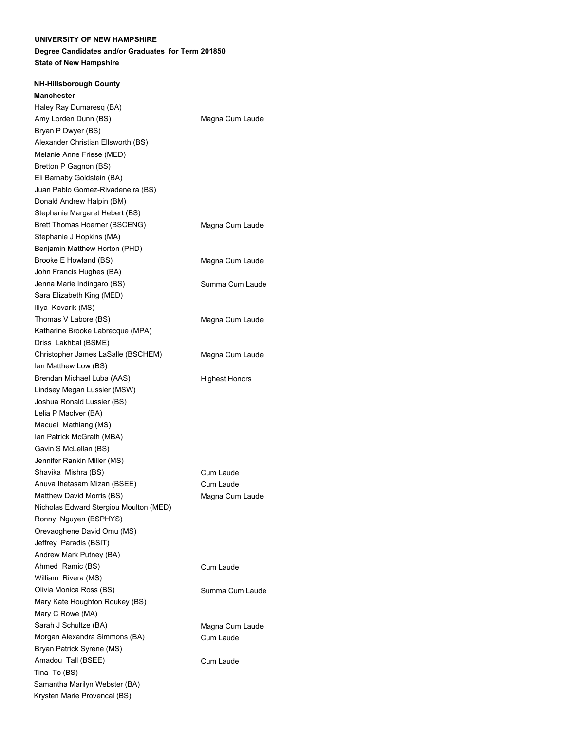**UNIVERSITY OF NEW HAMPSHIRE**

**Degree Candidates and/or Graduates for Term 201850**

**State of New Hampshire**

**NH-Hillsborough County**

**Manchester**

| Name | Honors |
|---|---|
| Haley Ray Dumaresq (BA) | |
| Amy Lorden Dunn (BS) | Magna Cum Laude |
| Bryan P Dwyer (BS) | |
| Alexander Christian Ellsworth (BS) | |
| Melanie Anne Friese (MED) | |
| Bretton P Gagnon (BS) | |
| Eli Barnaby Goldstein (BA) | |
| Juan Pablo Gomez-Rivadeneira (BS) | |
| Donald Andrew Halpin (BM) | |
| Stephanie Margaret Hebert (BS) | |
| Brett Thomas Hoerner (BSCENG) | Magna Cum Laude |
| Stephanie J Hopkins (MA) | |
| Benjamin Matthew Horton (PHD) | |
| Brooke E Howland (BS) | Magna Cum Laude |
| John Francis Hughes (BA) | |
| Jenna Marie Indingaro (BS) | Summa Cum Laude |
| Sara Elizabeth King (MED) | |
| Illya Kovarik (MS) | |
| Thomas V Labore (BS) | Magna Cum Laude |
| Katharine Brooke Labrecque (MPA) | |
| Driss Lakhbal (BSME) | |
| Christopher James LaSalle (BSCHEM) | Magna Cum Laude |
| Ian Matthew Low (BS) | |
| Brendan Michael Luba (AAS) | Highest Honors |
| Lindsey Megan Lussier (MSW) | |
| Joshua Ronald Lussier (BS) | |
| Lelia P MacIver (BA) | |
| Macuei Mathiang (MS) | |
| Ian Patrick McGrath (MBA) | |
| Gavin S McLellan (BS) | |
| Jennifer Rankin Miller (MS) | |
| Shavika Mishra (BS) | Cum Laude |
| Anuva Ihetasam Mizan (BSEE) | Cum Laude |
| Matthew David Morris (BS) | Magna Cum Laude |
| Nicholas Edward Stergiou Moulton (MED) | |
| Ronny Nguyen (BSPHYS) | |
| Orevaoghene David Omu (MS) | |
| Jeffrey Paradis (BSIT) | |
| Andrew Mark Putney (BA) | |
| Ahmed Ramic (BS) | Cum Laude |
| William Rivera (MS) | |
| Olivia Monica Ross (BS) | Summa Cum Laude |
| Mary Kate Houghton Roukey (BS) | |
| Mary C Rowe (MA) | |
| Sarah J Schultze (BA) | Magna Cum Laude |
| Morgan Alexandra Simmons (BA) | Cum Laude |
| Bryan Patrick Syrene (MS) | |
| Amadou Tall (BSEE) | Cum Laude |
| Tina To (BS) | |
| Samantha Marilyn Webster (BA) | |
| Krysten Marie Provencal (BS) | |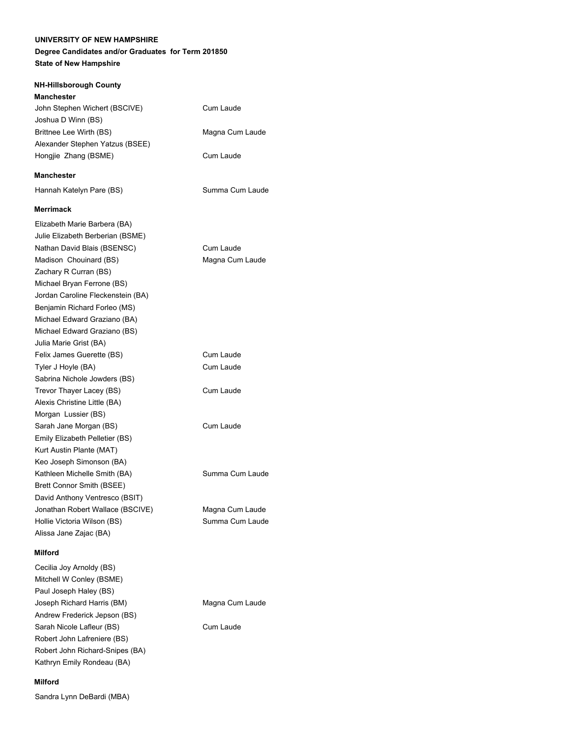**UNIVERSITY OF NEW HAMPSHIRE**

**Degree Candidates and/or Graduates for Term 201850**

**State of New Hampshire**

**NH-Hillsborough County**

**Manchester**

| | |
|---|---|
| John Stephen Wichert (BSCIVE) | Cum Laude |
| Joshua D Winn (BS) | |
| Brittnee Lee Wirth (BS) | Magna Cum Laude |
| Alexander Stephen Yatzus (BSEE) | |
| Hongjie Zhang (BSME) | Cum Laude |

**Manchester**

| | |
|---|---|
| Hannah Katelyn Pare (BS) | Summa Cum Laude |

**Merrimack**

| | |
|---|---|
| Elizabeth Marie Barbera (BA) | |
| Julie Elizabeth Berberian (BSME) | |
| Nathan David Blais (BSENSC) | Cum Laude |
| Madison Chouinard (BS) | Magna Cum Laude |
| Zachary R Curran (BS) | |
| Michael Bryan Ferrone (BS) | |
| Jordan Caroline Fleckenstein (BA) | |
| Benjamin Richard Forleo (MS) | |
| Michael Edward Graziano (BA) | |
| Michael Edward Graziano (BS) | |
| Julia Marie Grist (BA) | |
| Felix James Guerette (BS) | Cum Laude |
| Tyler J Hoyle (BA) | Cum Laude |
| Sabrina Nichole Jowders (BS) | |
| Trevor Thayer Lacey (BS) | Cum Laude |
| Alexis Christine Little (BA) | |
| Morgan Lussier (BS) | |
| Sarah Jane Morgan (BS) | Cum Laude |
| Emily Elizabeth Pelletier (BS) | |
| Kurt Austin Plante (MAT) | |
| Keo Joseph Simonson (BA) | |
| Kathleen Michelle Smith (BA) | Summa Cum Laude |
| Brett Connor Smith (BSEE) | |
| David Anthony Ventresco (BSIT) | |
| Jonathan Robert Wallace (BSCIVE) | Magna Cum Laude |
| Hollie Victoria Wilson (BS) | Summa Cum Laude |
| Alissa Jane Zajac (BA) | |

**Milford**

| | |
|---|---|
| Cecilia Joy Arnoldy (BS) | |
| Mitchell W Conley (BSME) | |
| Paul Joseph Haley (BS) | |
| Joseph Richard Harris (BM) | Magna Cum Laude |
| Andrew Frederick Jepson (BS) | |
| Sarah Nicole Lafleur (BS) | Cum Laude |
| Robert John Lafreniere (BS) | |
| Robert John Richard-Snipes (BA) | |
| Kathryn Emily Rondeau (BA) | |

**Milford**

| | |
|---|---|
| Sandra Lynn DeBardi (MBA) | |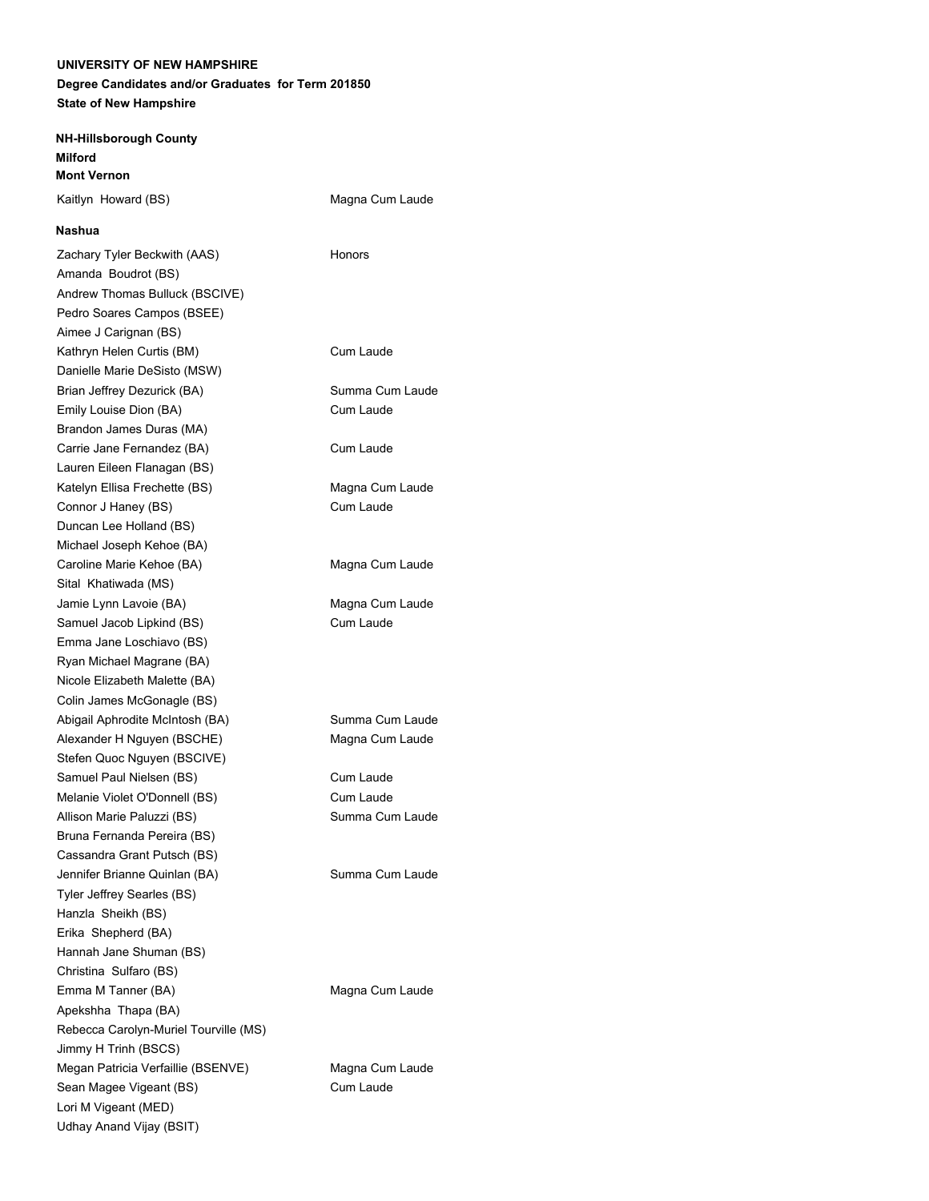**UNIVERSITY OF NEW HAMPSHIRE**

**Degree Candidates and/or Graduates for Term 201850**

**State of New Hampshire**

**NH-Hillsborough County**

**Milford**

**Mont Vernon**

| Name | Honors |
|---|---|
| Kaitlyn Howard (BS) | Magna Cum Laude |

**Nashua**

| Name | Honors |
|---|---|
| Zachary Tyler Beckwith (AAS) | Honors |
| Amanda Boudrot (BS) | |
| Andrew Thomas Bulluck (BSCIVE) | |
| Pedro Soares Campos (BSEE) | |
| Aimee J Carignan (BS) | |
| Kathryn Helen Curtis (BM) | Cum Laude |
| Danielle Marie DeSisto (MSW) | |
| Brian Jeffrey Dezurick (BA) | Summa Cum Laude |
| Emily Louise Dion (BA) | Cum Laude |
| Brandon James Duras (MA) | |
| Carrie Jane Fernandez (BA) | Cum Laude |
| Lauren Eileen Flanagan (BS) | |
| Katelyn Ellisa Frechette (BS) | Magna Cum Laude |
| Connor J Haney (BS) | Cum Laude |
| Duncan Lee Holland (BS) | |
| Michael Joseph Kehoe (BA) | |
| Caroline Marie Kehoe (BA) | Magna Cum Laude |
| Sital Khatiwada (MS) | |
| Jamie Lynn Lavoie (BA) | Magna Cum Laude |
| Samuel Jacob Lipkind (BS) | Cum Laude |
| Emma Jane Loschiavo (BS) | |
| Ryan Michael Magrane (BA) | |
| Nicole Elizabeth Malette (BA) | |
| Colin James McGonagle (BS) | |
| Abigail Aphrodite McIntosh (BA) | Summa Cum Laude |
| Alexander H Nguyen (BSCHE) | Magna Cum Laude |
| Stefen Quoc Nguyen (BSCIVE) | |
| Samuel Paul Nielsen (BS) | Cum Laude |
| Melanie Violet O'Donnell (BS) | Cum Laude |
| Allison Marie Paluzzi (BS) | Summa Cum Laude |
| Bruna Fernanda Pereira (BS) | |
| Cassandra Grant Putsch (BS) | |
| Jennifer Brianne Quinlan (BA) | Summa Cum Laude |
| Tyler Jeffrey Searles (BS) | |
| Hanzla Sheikh (BS) | |
| Erika Shepherd (BA) | |
| Hannah Jane Shuman (BS) | |
| Christina Sulfaro (BS) | |
| Emma M Tanner (BA) | Magna Cum Laude |
| Apekshha Thapa (BA) | |
| Rebecca Carolyn-Muriel Tourville (MS) | |
| Jimmy H Trinh (BSCS) | |
| Megan Patricia Verfaillie (BSENVE) | Magna Cum Laude |
| Sean Magee Vigeant (BS) | Cum Laude |
| Lori M Vigeant (MED) | |
| Udhay Anand Vijay (BSIT) | |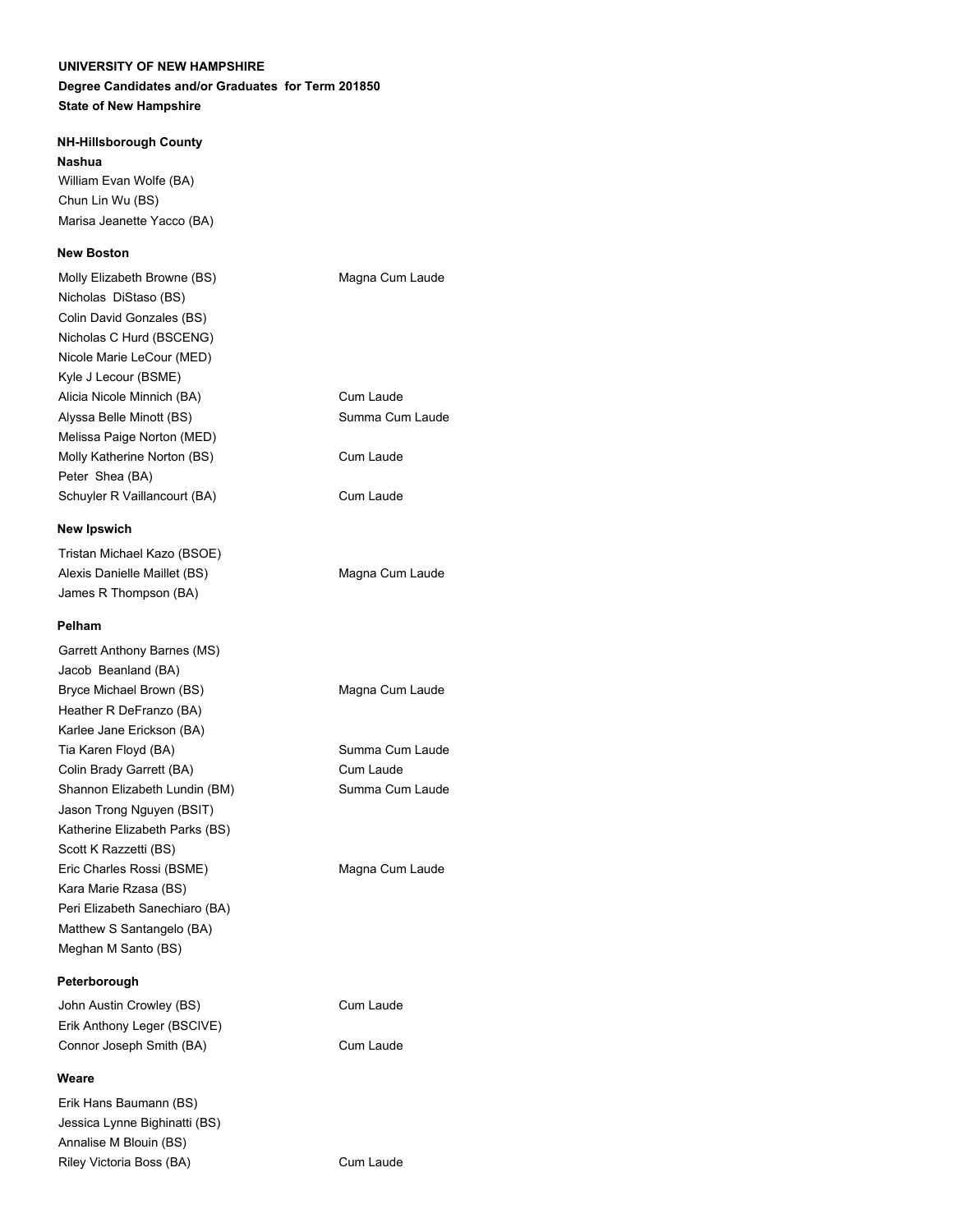**UNIVERSITY OF NEW HAMPSHIRE**
**Degree Candidates and/or Graduates for Term 201850**
**State of New Hampshire**

**NH-Hillsborough County**

**Nashua**

William Evan Wolfe (BA)
Chun Lin Wu (BS)
Marisa Jeanette Yacco (BA)

**New Boston**

| | |
|---|---|
| Molly Elizabeth Browne (BS) | Magna Cum Laude |
| Nicholas DiStaso (BS) | |
| Colin David Gonzales (BS) | |
| Nicholas C Hurd (BSCENG) | |
| Nicole Marie LeCour (MED) | |
| Kyle J Lecour (BSME) | |
| Alicia Nicole Minnich (BA) | Cum Laude |
| Alyssa Belle Minott (BS) | Summa Cum Laude |
| Melissa Paige Norton (MED) | |
| Molly Katherine Norton (BS) | Cum Laude |
| Peter Shea (BA) | |
| Schuyler R Vaillancourt (BA) | Cum Laude |

**New Ipswich**

| | |
|---|---|
| Tristan Michael Kazo (BSOE) | |
| Alexis Danielle Maillet (BS) | Magna Cum Laude |
| James R Thompson (BA) | |

**Pelham**

| | |
|---|---|
| Garrett Anthony Barnes (MS) | |
| Jacob Beanland (BA) | |
| Bryce Michael Brown (BS) | Magna Cum Laude |
| Heather R DeFranzo (BA) | |
| Karlee Jane Erickson (BA) | |
| Tia Karen Floyd (BA) | Summa Cum Laude |
| Colin Brady Garrett (BA) | Cum Laude |
| Shannon Elizabeth Lundin (BM) | Summa Cum Laude |
| Jason Trong Nguyen (BSIT) | |
| Katherine Elizabeth Parks (BS) | |
| Scott K Razzetti (BS) | |
| Eric Charles Rossi (BSME) | Magna Cum Laude |
| Kara Marie Rzasa (BS) | |
| Peri Elizabeth Sanechiaro (BA) | |
| Matthew S Santangelo (BA) | |
| Meghan M Santo (BS) | |

**Peterborough**

| | |
|---|---|
| John Austin Crowley (BS) | Cum Laude |
| Erik Anthony Leger (BSCIVE) | |
| Connor Joseph Smith (BA) | Cum Laude |

**Weare**

| | |
|---|---|
| Erik Hans Baumann (BS) | |
| Jessica Lynne Bighinatti (BS) | |
| Annalise M Blouin (BS) | |
| Riley Victoria Boss (BA) | Cum Laude |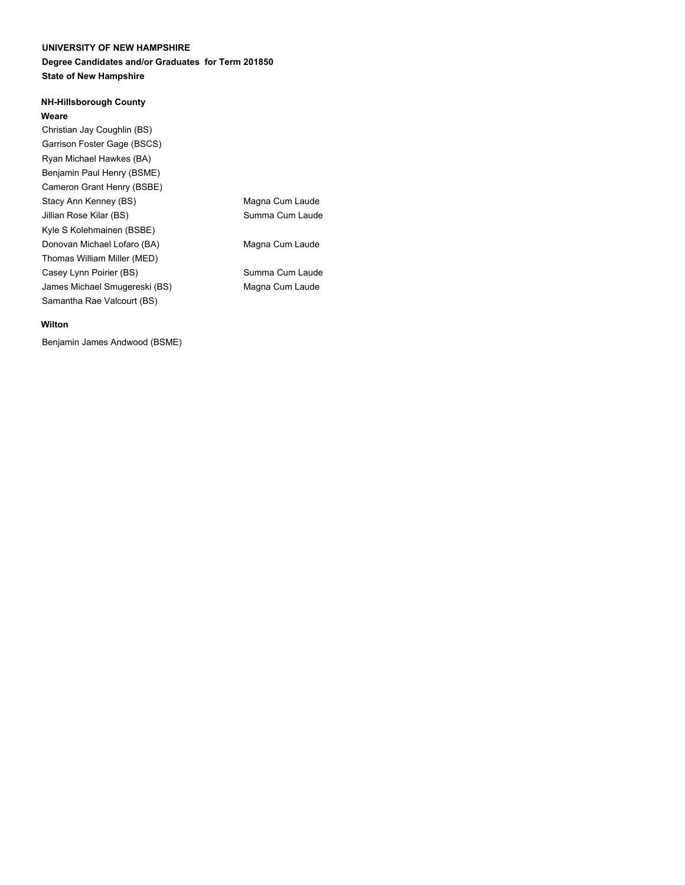**UNIVERSITY OF NEW HAMPSHIRE**

**Degree Candidates and/or Graduates for Term 201850**

**State of New Hampshire**

**NH-Hillsborough County**

**Weare**

| | |
|---|---|
| Christian Jay Coughlin (BS) | |
| Garrison Foster Gage (BSCS) | |
| Ryan Michael Hawkes (BA) | |
| Benjamin Paul Henry (BSME) | |
| Cameron Grant Henry (BSBE) | |
| Stacy Ann Kenney (BS) | Magna Cum Laude |
| Jillian Rose Kilar (BS) | Summa Cum Laude |
| Kyle S Kolehmainen (BSBE) | |
| Donovan Michael Lofaro (BA) | Magna Cum Laude |
| Thomas William Miller (MED) | |
| Casey Lynn Poirier (BS) | Summa Cum Laude |
| James Michael Smugereski (BS) | Magna Cum Laude |
| Samantha Rae Valcourt (BS) | |

**Wilton**

Benjamin James Andwood (BSME)